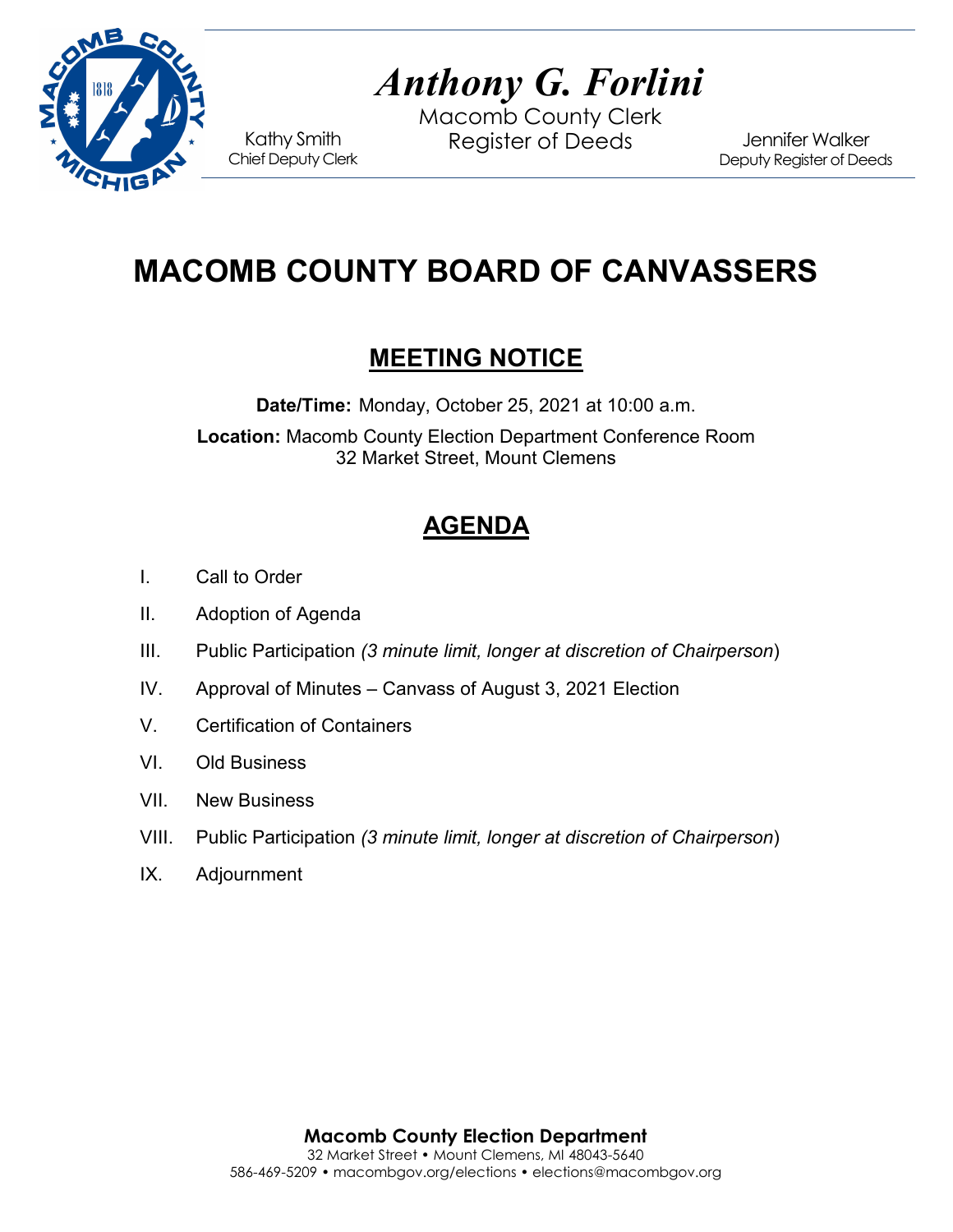# *Anthony G. Forlini*

Macomb County Clerk
Register of Deeds

Kathy Smith
Chief Deputy Clerk

Jennifer Walker
Deputy Register of Deeds

# MACOMB COUNTY BOARD OF CANVASSERS

## MEETING NOTICE

**Date/Time:** Monday, October 25, 2021 at 10:00 a.m.

**Location:** Macomb County Election Department Conference Room
32 Market Street, Mount Clemens

## AGENDA

I. Call to Order

II. Adoption of Agenda

III. Public Participation *(3 minute limit, longer at discretion of Chairperson*)

IV. Approval of Minutes – Canvass of August 3, 2021 Election

V. Certification of Containers

VI. Old Business

VII. New Business

VIII. Public Participation *(3 minute limit, longer at discretion of Chairperson*)

IX. Adjournment

**Macomb County Election Department**
32 Market Street • Mount Clemens, MI 48043-5640
586-469-5209 • macombgov.org/elections • elections@macombgov.org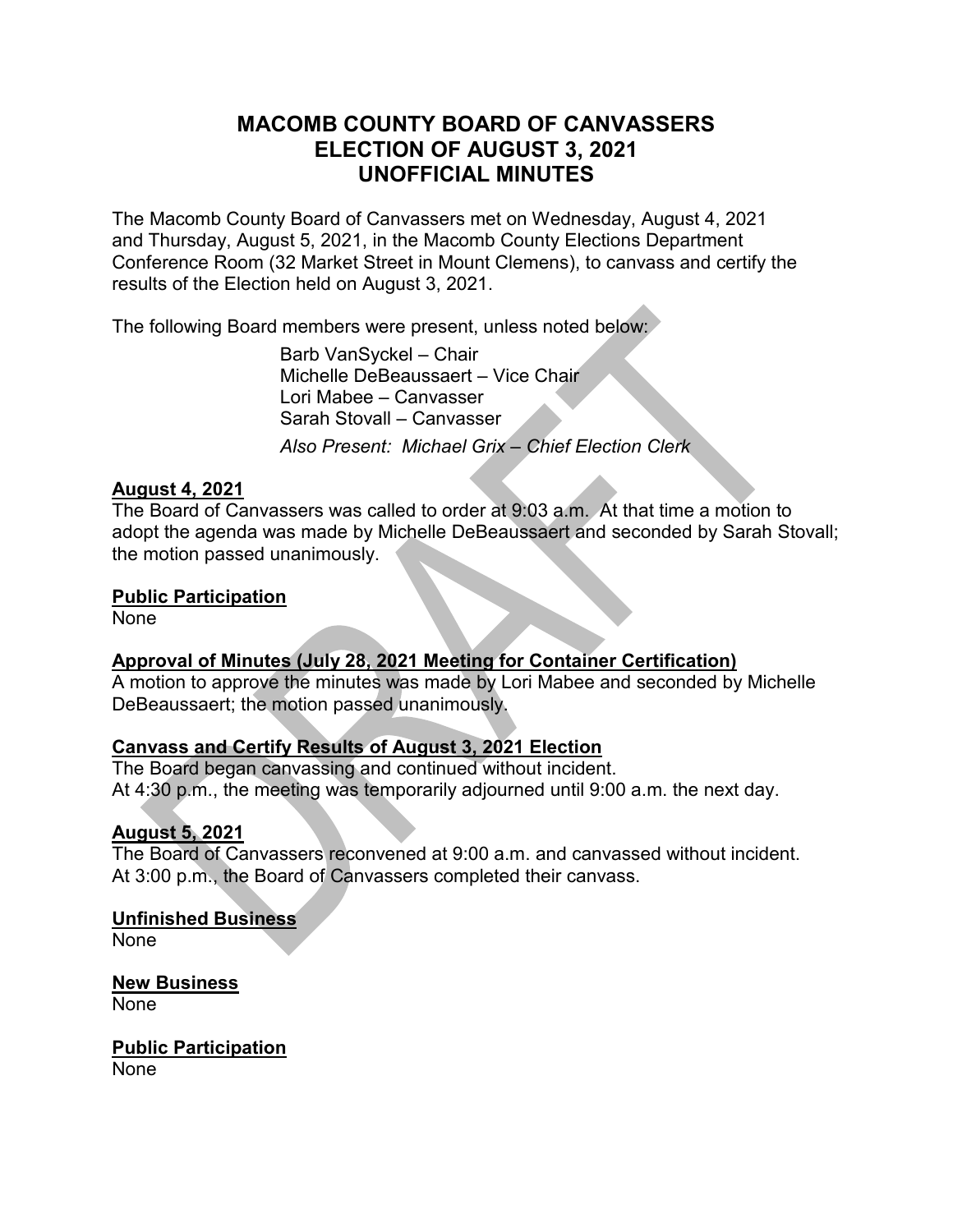# MACOMB COUNTY BOARD OF CANVASSERS
# ELECTION OF AUGUST 3, 2021
# UNOFFICIAL MINUTES

The Macomb County Board of Canvassers met on Wednesday, August 4, 2021 and Thursday, August 5, 2021, in the Macomb County Elections Department Conference Room (32 Market Street in Mount Clemens), to canvass and certify the results of the Election held on August 3, 2021.

The following Board members were present, unless noted below:

Barb VanSyckel – Chair
Michelle DeBeaussaert – Vice Chair
Lori Mabee – Canvasser
Sarah Stovall – Canvasser

*Also Present: Michael Grix – Chief Election Clerk*

**August 4, 2021**

The Board of Canvassers was called to order at 9:03 a.m. At that time a motion to adopt the agenda was made by Michelle DeBeaussaert and seconded by Sarah Stovall; the motion passed unanimously.

**Public Participation**

None

**Approval of Minutes (July 28, 2021 Meeting for Container Certification)**

A motion to approve the minutes was made by Lori Mabee and seconded by Michelle DeBeaussaert; the motion passed unanimously.

**Canvass and Certify Results of August 3, 2021 Election**

The Board began canvassing and continued without incident.
At 4:30 p.m., the meeting was temporarily adjourned until 9:00 a.m. the next day.

**August 5, 2021**

The Board of Canvassers reconvened at 9:00 a.m. and canvassed without incident.
At 3:00 p.m., the Board of Canvassers completed their canvass.

**Unfinished Business**

None

**New Business**

None

**Public Participation**

None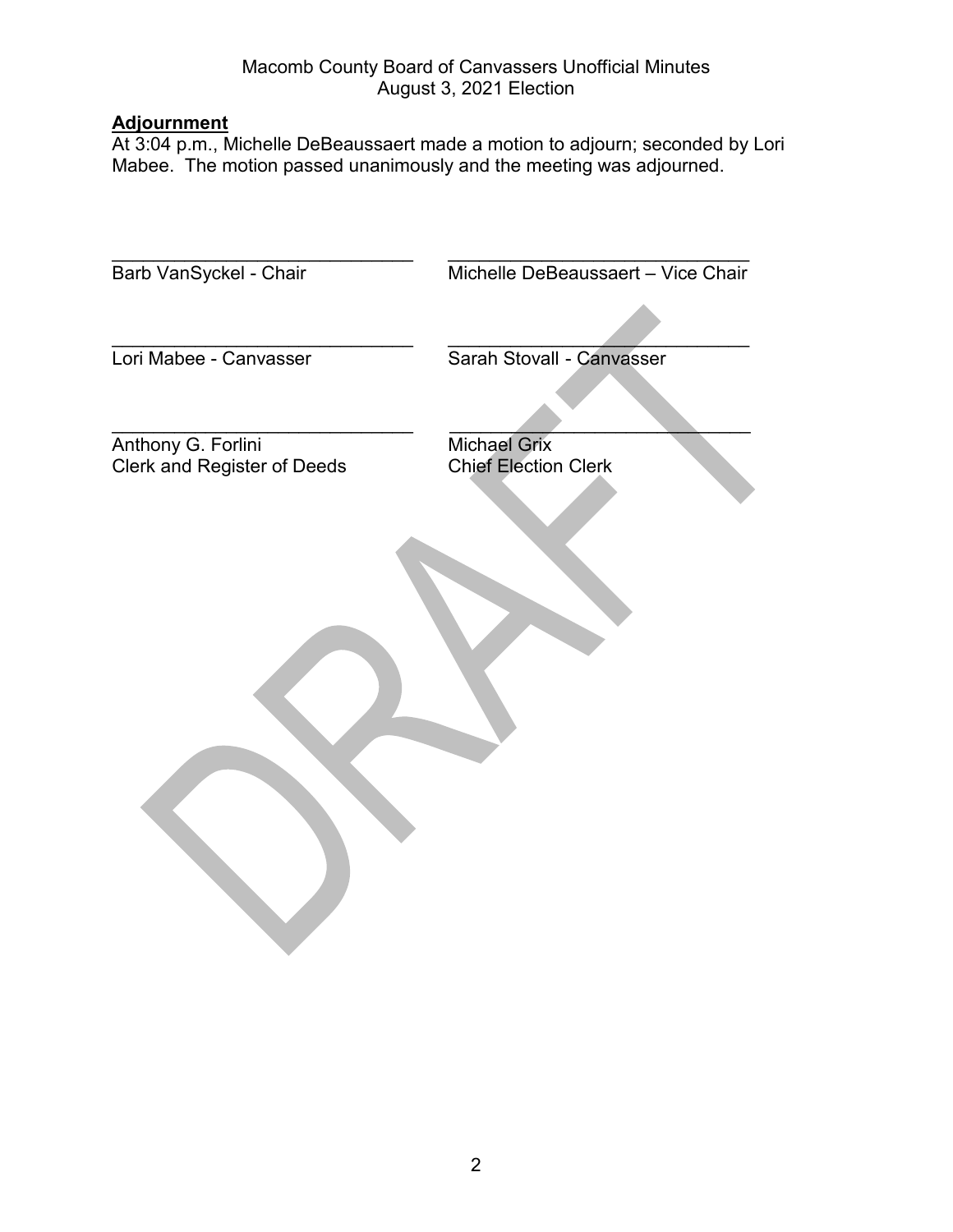## Adjournment

At 3:04 p.m., Michelle DeBeaussaert made a motion to adjourn; seconded by Lori Mabee. The motion passed unanimously and the meeting was adjourned.

| | |
|---|---|
| _______________________________ | _______________________________ |
| Barb VanSyckel - Chair | Michelle DeBeaussaert – Vice Chair |
| _______________________________ | _______________________________ |
| Lori Mabee - Canvasser | Sarah Stovall - Canvasser |
| _______________________________ | _______________________________ |
| Anthony G. Forlini<br>Clerk and Register of Deeds | Michael Grix<br>Chief Election Clerk |

DRAFT